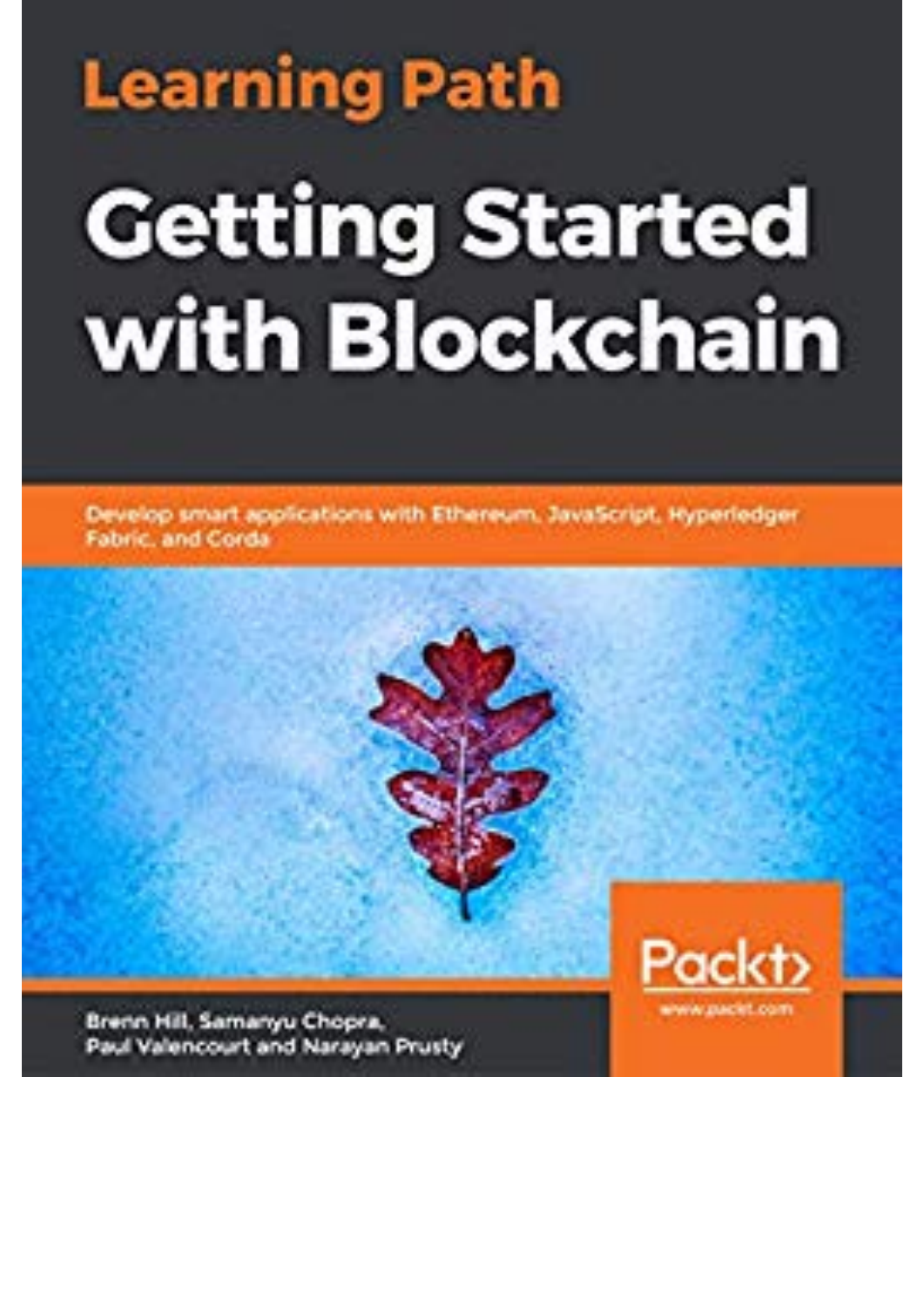Learning Path

# Getting Started with Blockchain

Develop smart applications with Ethereum, JavaScript, Hyperledger Fabric, and Corda

Brenn Hill, Samanyu Chopra, Paul Valencourt and Narayan Prusty

Packt

www.packt.com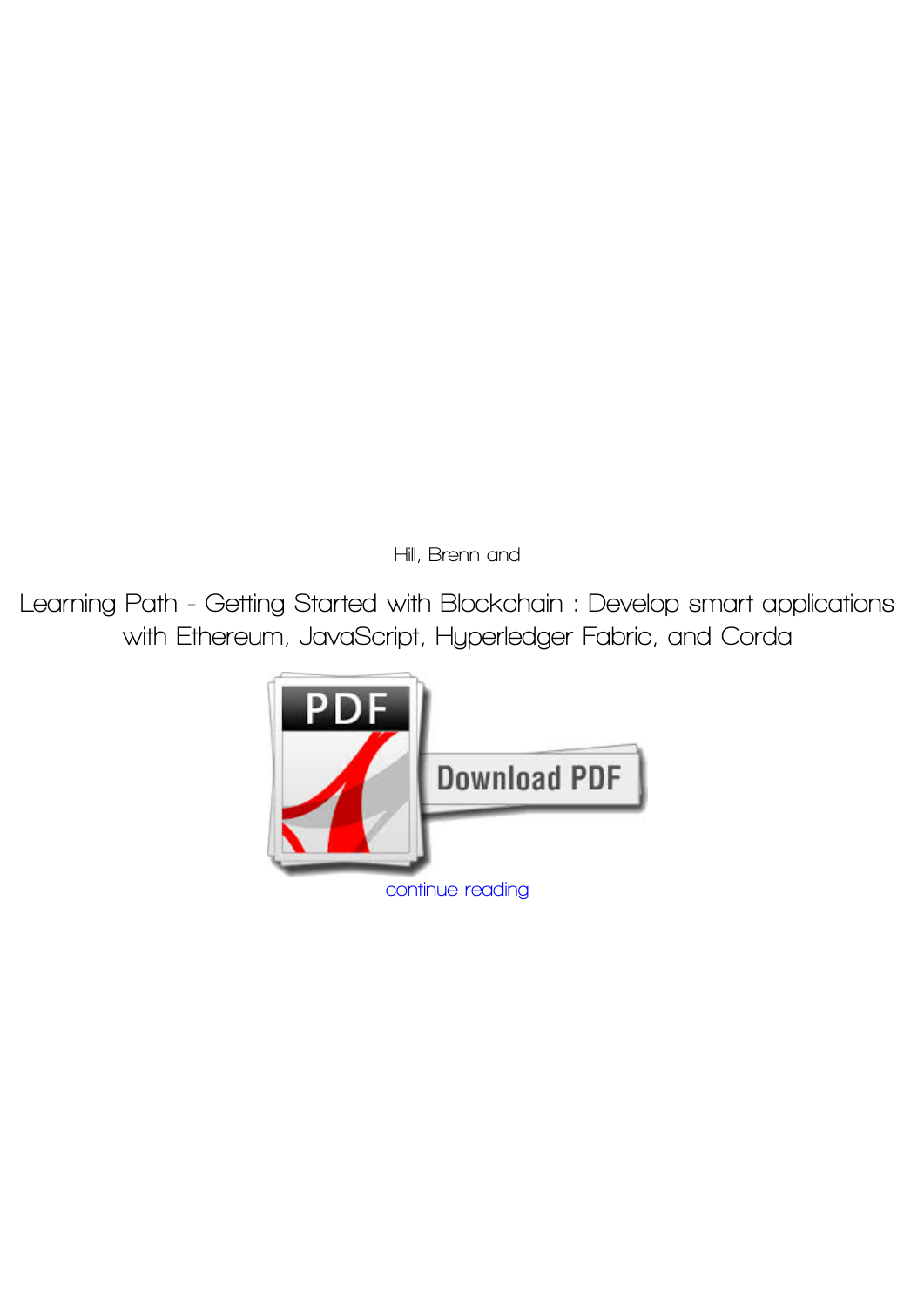Hill, Brenn and

Learning Path - Getting Started with Blockchain : Develop smart applications with Ethereum, JavaScript, Hyperledger Fabric, and Corda

continue reading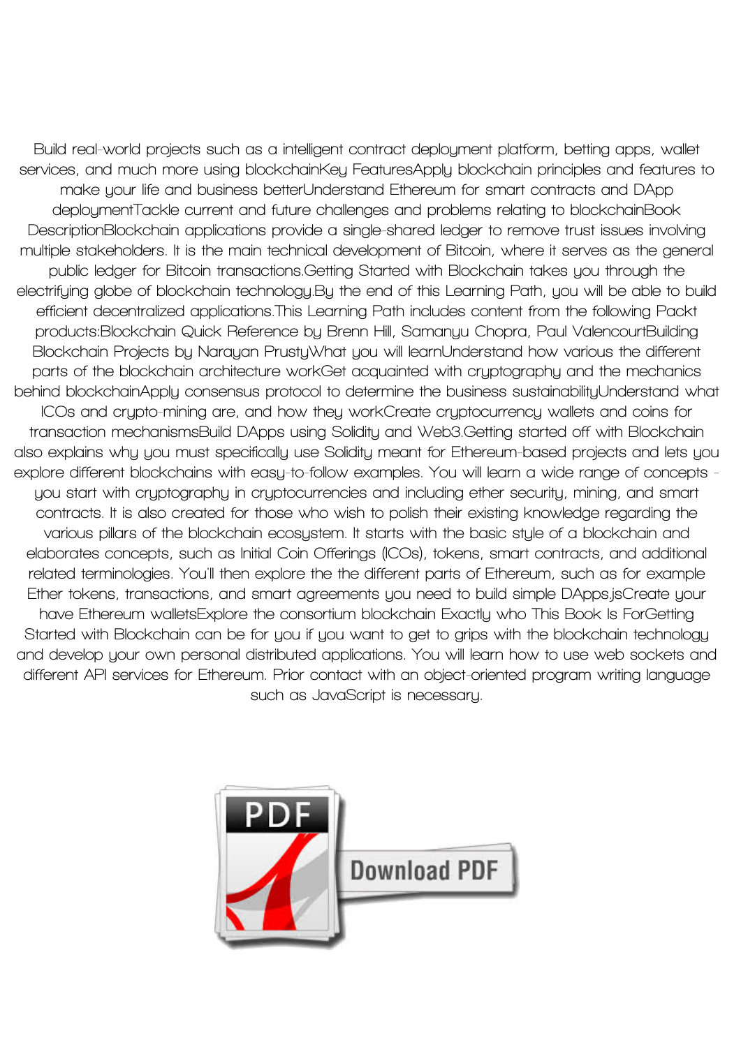Build real-world projects such as a intelligent contract deployment platform, betting apps, wallet services, and much more using blockchainKey FeaturesApply blockchain principles and features to make your life and business betterUnderstand Ethereum for smart contracts and DApp deploymentTackle current and future challenges and problems relating to blockchainBook DescriptionBlockchain applications provide a single-shared ledger to remove trust issues involving multiple stakeholders. It is the main technical development of Bitcoin, where it serves as the general public ledger for Bitcoin transactions.Getting Started with Blockchain takes you through the electrifying globe of blockchain technology.By the end of this Learning Path, you will be able to build efficient decentralized applications.This Learning Path includes content from the following Packt products:Blockchain Quick Reference by Brenn Hill, Samanyu Chopra, Paul ValencourtBuilding Blockchain Projects by Narayan PrustyWhat you will learnUnderstand how various the different parts of the blockchain architecture workGet acquainted with cryptography and the mechanics behind blockchainApply consensus protocol to determine the business sustainabilityUnderstand what ICOs and crypto-mining are, and how they workCreate cryptocurrency wallets and coins for transaction mechanismsBuild DApps using Solidity and Web3.Getting started off with Blockchain also explains why you must specifically use Solidity meant for Ethereum-based projects and lets you explore different blockchains with easy-to-follow examples. You will learn a wide range of concepts - you start with cryptography in cryptocurrencies and including ether security, mining, and smart contracts. It is also created for those who wish to polish their existing knowledge regarding the various pillars of the blockchain ecosystem. It starts with the basic style of a blockchain and elaborates concepts, such as Initial Coin Offerings (ICOs), tokens, smart contracts, and additional related terminologies. You'll then explore the the different parts of Ethereum, such as for example Ether tokens, transactions, and smart agreements you need to build simple DApps.jsCreate your have Ethereum walletsExplore the consortium blockchain Exactly who This Book Is ForGetting Started with Blockchain can be for you if you want to get to grips with the blockchain technology and develop your own personal distributed applications. You will learn how to use web sockets and different API services for Ethereum. Prior contact with an object-oriented program writing language such as JavaScript is necessary.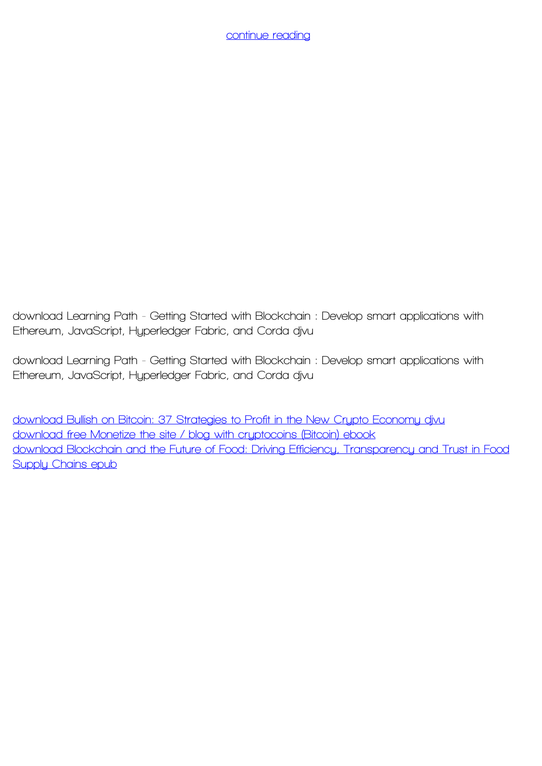continue reading

download Learning Path - Getting Started with Blockchain : Develop smart applications with Ethereum, JavaScript, Hyperledger Fabric, and Corda djvu

download Learning Path - Getting Started with Blockchain : Develop smart applications with Ethereum, JavaScript, Hyperledger Fabric, and Corda djvu

download Bullish on Bitcoin: 37 Strategies to Profit in the New Crypto Economy djvu
download free Monetize the site / blog with cryptocoins (Bitcoin) ebook
download Blockchain and the Future of Food: Driving Efficiency, Transparency and Trust in Food Supply Chains epub